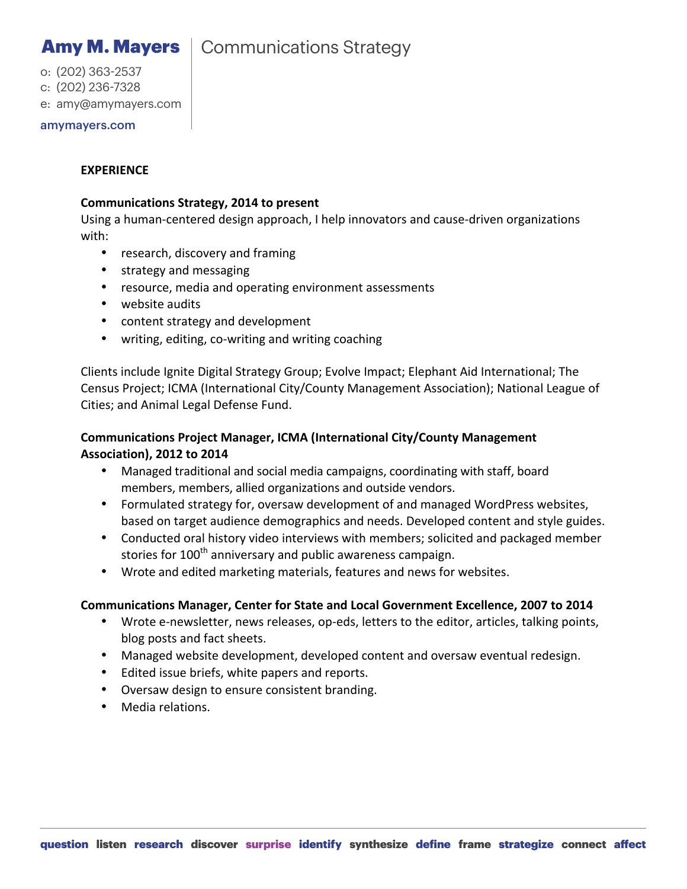# Amy M. Mayers

Communications Strategy

o: (202) 363-2537
c: (202) 236-7328
e: amy@amymayers.com

amymayers.com

## EXPERIENCE

**Communications Strategy, 2014 to present**

Using a human-centered design approach, I help innovators and cause-driven organizations with:

- research, discovery and framing
- strategy and messaging
- resource, media and operating environment assessments
- website audits
- content strategy and development
- writing, editing, co-writing and writing coaching

Clients include Ignite Digital Strategy Group; Evolve Impact; Elephant Aid International; The Census Project; ICMA (International City/County Management Association); National League of Cities; and Animal Legal Defense Fund.

**Communications Project Manager, ICMA (International City/County Management Association), 2012 to 2014**

- Managed traditional and social media campaigns, coordinating with staff, board members, members, allied organizations and outside vendors.
- Formulated strategy for, oversaw development of and managed WordPress websites, based on target audience demographics and needs. Developed content and style guides.
- Conducted oral history video interviews with members; solicited and packaged member stories for 100th anniversary and public awareness campaign.
- Wrote and edited marketing materials, features and news for websites.

**Communications Manager, Center for State and Local Government Excellence, 2007 to 2014**

- Wrote e-newsletter, news releases, op-eds, letters to the editor, articles, talking points, blog posts and fact sheets.
- Managed website development, developed content and oversaw eventual redesign.
- Edited issue briefs, white papers and reports.
- Oversaw design to ensure consistent branding.
- Media relations.

question listen research discover surprise identify synthesize define frame strategize connect affect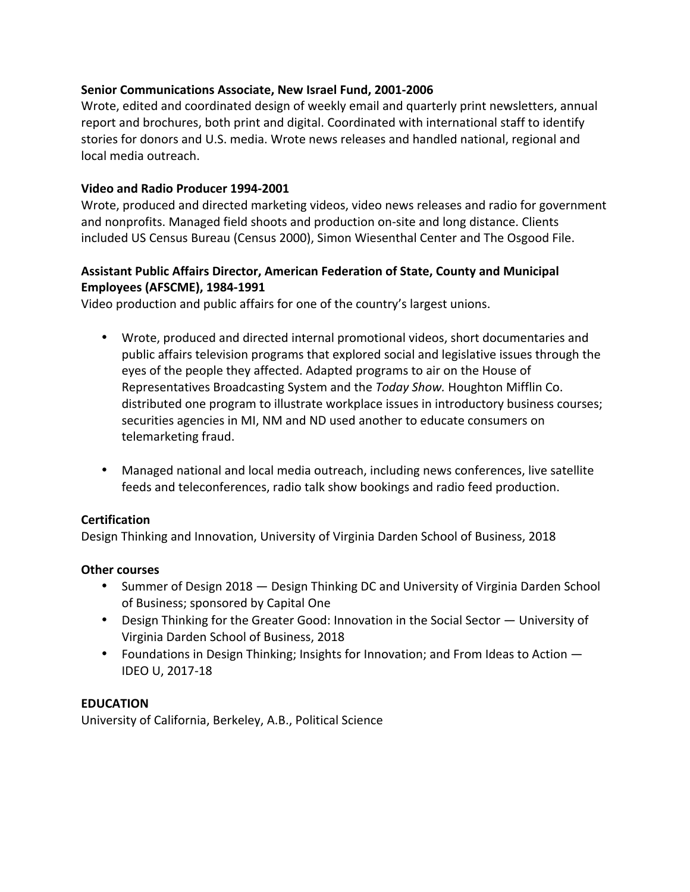**Senior Communications Associate, New Israel Fund, 2001-2006**
Wrote, edited and coordinated design of weekly email and quarterly print newsletters, annual report and brochures, both print and digital. Coordinated with international staff to identify stories for donors and U.S. media. Wrote news releases and handled national, regional and local media outreach.

**Video and Radio Producer 1994-2001**
Wrote, produced and directed marketing videos, video news releases and radio for government and nonprofits. Managed field shoots and production on-site and long distance. Clients included US Census Bureau (Census 2000), Simon Wiesenthal Center and The Osgood File.

**Assistant Public Affairs Director, American Federation of State, County and Municipal Employees (AFSCME), 1984-1991**
Video production and public affairs for one of the country's largest unions.

- Wrote, produced and directed internal promotional videos, short documentaries and public affairs television programs that explored social and legislative issues through the eyes of the people they affected. Adapted programs to air on the House of Representatives Broadcasting System and the *Today Show.* Houghton Mifflin Co. distributed one program to illustrate workplace issues in introductory business courses; securities agencies in MI, NM and ND used another to educate consumers on telemarketing fraud.

- Managed national and local media outreach, including news conferences, live satellite feeds and teleconferences, radio talk show bookings and radio feed production.

**Certification**
Design Thinking and Innovation, University of Virginia Darden School of Business, 2018

**Other courses**
- Summer of Design 2018 — Design Thinking DC and University of Virginia Darden School of Business; sponsored by Capital One
- Design Thinking for the Greater Good: Innovation in the Social Sector — University of Virginia Darden School of Business, 2018
- Foundations in Design Thinking; Insights for Innovation; and From Ideas to Action — IDEO U, 2017-18

**EDUCATION**
University of California, Berkeley, A.B., Political Science